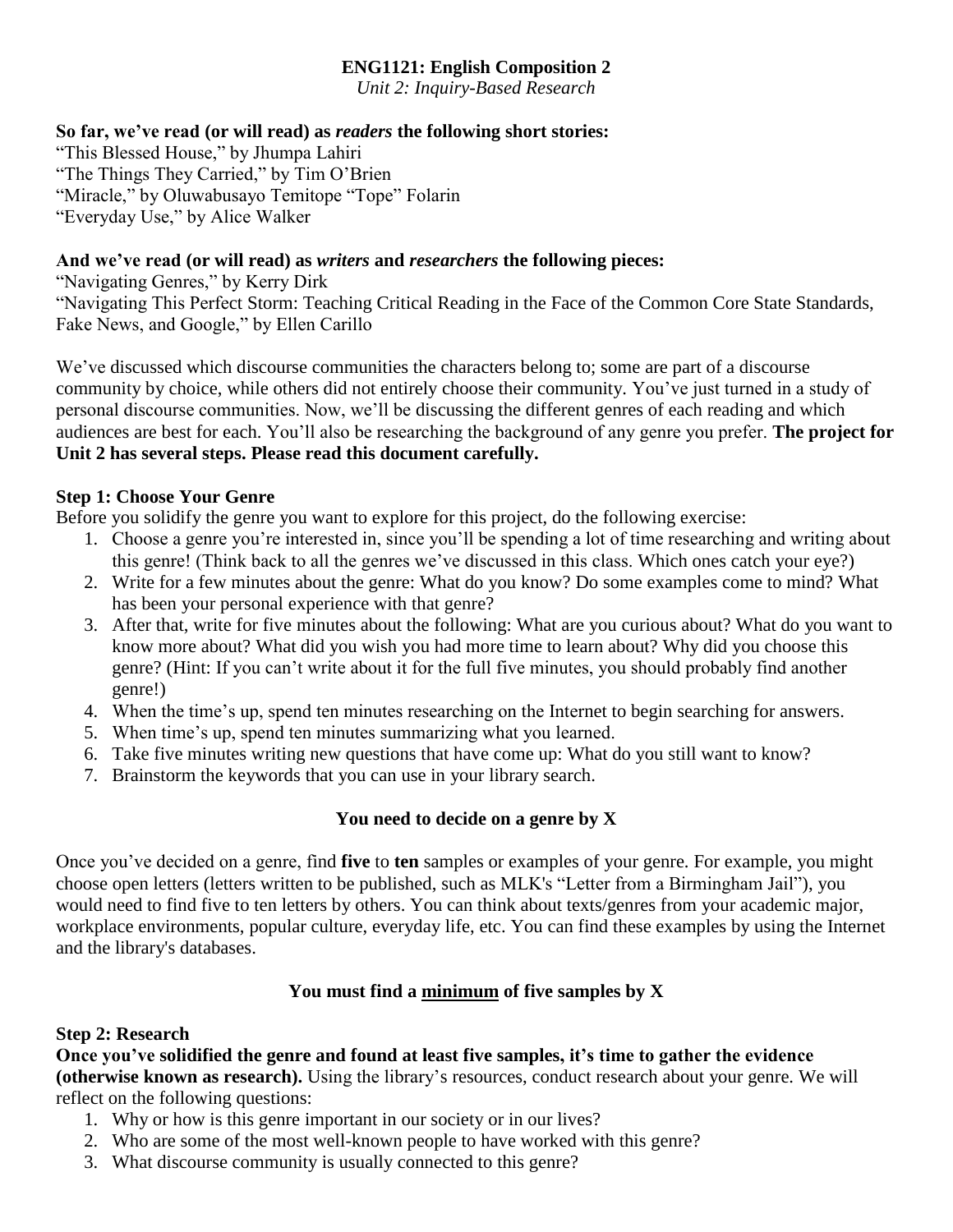# ENG1121: English Composition 2

*Unit 2: Inquiry-Based Research*

**So far, we've read (or will read) as *readers* the following short stories:**

"This Blessed House," by Jhumpa Lahiri
"The Things They Carried," by Tim O'Brien
"Miracle," by Oluwabusayo Temitope "Tope" Folarin
"Everyday Use," by Alice Walker

**And we've read (or will read) as *writers* and *researchers* the following pieces:**

"Navigating Genres," by Kerry Dirk
"Navigating This Perfect Storm: Teaching Critical Reading in the Face of the Common Core State Standards, Fake News, and Google," by Ellen Carillo

We've discussed which discourse communities the characters belong to; some are part of a discourse community by choice, while others did not entirely choose their community. You've just turned in a study of personal discourse communities. Now, we'll be discussing the different genres of each reading and which audiences are best for each. You'll also be researching the background of any genre you prefer. **The project for Unit 2 has several steps. Please read this document carefully.**

## Step 1: Choose Your Genre

Before you solidify the genre you want to explore for this project, do the following exercise:

1. Choose a genre you're interested in, since you'll be spending a lot of time researching and writing about this genre! (Think back to all the genres we've discussed in this class. Which ones catch your eye?)
2. Write for a few minutes about the genre: What do you know? Do some examples come to mind? What has been your personal experience with that genre?
3. After that, write for five minutes about the following: What are you curious about? What do you want to know more about? What did you wish you had more time to learn about? Why did you choose this genre? (Hint: If you can't write about it for the full five minutes, you should probably find another genre!)
4. When the time's up, spend ten minutes researching on the Internet to begin searching for answers.
5. When time's up, spend ten minutes summarizing what you learned.
6. Take five minutes writing new questions that have come up: What do you still want to know?
7. Brainstorm the keywords that you can use in your library search.

**You need to decide on a genre by X**

Once you've decided on a genre, find **five** to **ten** samples or examples of your genre. For example, you might choose open letters (letters written to be published, such as MLK's "Letter from a Birmingham Jail"), you would need to find five to ten letters by others. You can think about texts/genres from your academic major, workplace environments, popular culture, everyday life, etc. You can find these examples by using the Internet and the library's databases.

**You must find a <u>minimum</u> of five samples by X**

## Step 2: Research

**Once you've solidified the genre and found at least five samples, it's time to gather the evidence (otherwise known as research).** Using the library's resources, conduct research about your genre. We will reflect on the following questions:

1. Why or how is this genre important in our society or in our lives?
2. Who are some of the most well-known people to have worked with this genre?
3. What discourse community is usually connected to this genre?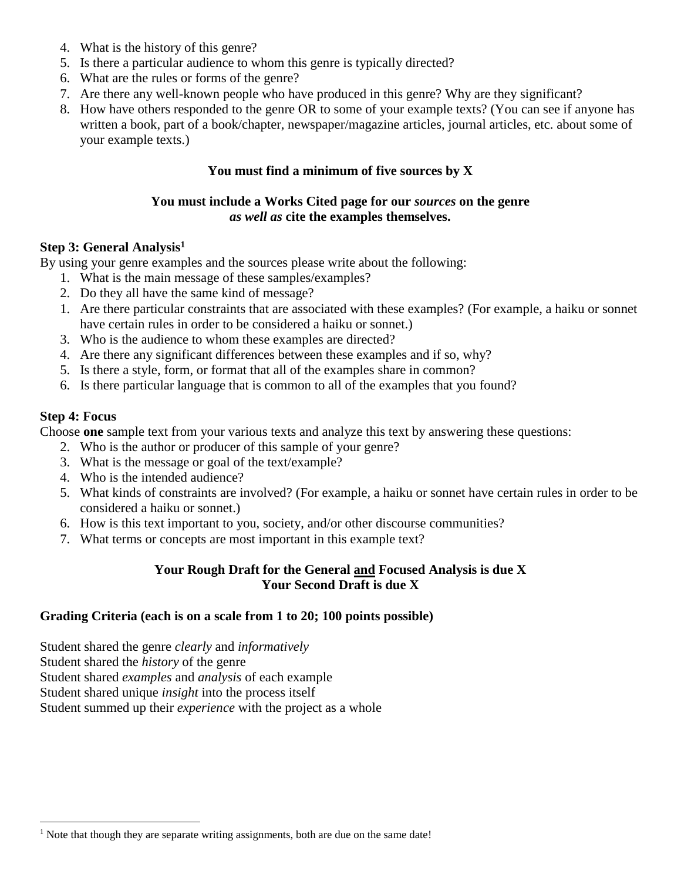4. What is the history of this genre?
5. Is there a particular audience to whom this genre is typically directed?
6. What are the rules or forms of the genre?
7. Are there any well-known people who have produced in this genre? Why are they significant?
8. How have others responded to the genre OR to some of your example texts? (You can see if anyone has written a book, part of a book/chapter, newspaper/magazine articles, journal articles, etc. about some of your example texts.)

**You must find a minimum of five sources by X**

**You must include a Works Cited page for our *sources* on the genre *as well as* cite the examples themselves.**

**Step 3: General Analysis[1]**

By using your genre examples and the sources please write about the following:

1. What is the main message of these samples/examples?
2. Do they all have the same kind of message?
1. Are there particular constraints that are associated with these examples? (For example, a haiku or sonnet have certain rules in order to be considered a haiku or sonnet.)
3. Who is the audience to whom these examples are directed?
4. Are there any significant differences between these examples and if so, why?
5. Is there a style, form, or format that all of the examples share in common?
6. Is there particular language that is common to all of the examples that you found?

**Step 4: Focus**

Choose **one** sample text from your various texts and analyze this text by answering these questions:

2. Who is the author or producer of this sample of your genre?
3. What is the message or goal of the text/example?
4. Who is the intended audience?
5. What kinds of constraints are involved? (For example, a haiku or sonnet have certain rules in order to be considered a haiku or sonnet.)
6. How is this text important to you, society, and/or other discourse communities?
7. What terms or concepts are most important in this example text?

**Your Rough Draft for the General <u>and</u> Focused Analysis is due X**
**Your Second Draft is due X**

**Grading Criteria (each is on a scale from 1 to 20; 100 points possible)**

Student shared the genre *clearly* and *informatively*
Student shared the *history* of the genre
Student shared *examples* and *analysis* of each example
Student shared unique *insight* into the process itself
Student summed up their *experience* with the project as a whole

[1] Note that though they are separate writing assignments, both are due on the same date!